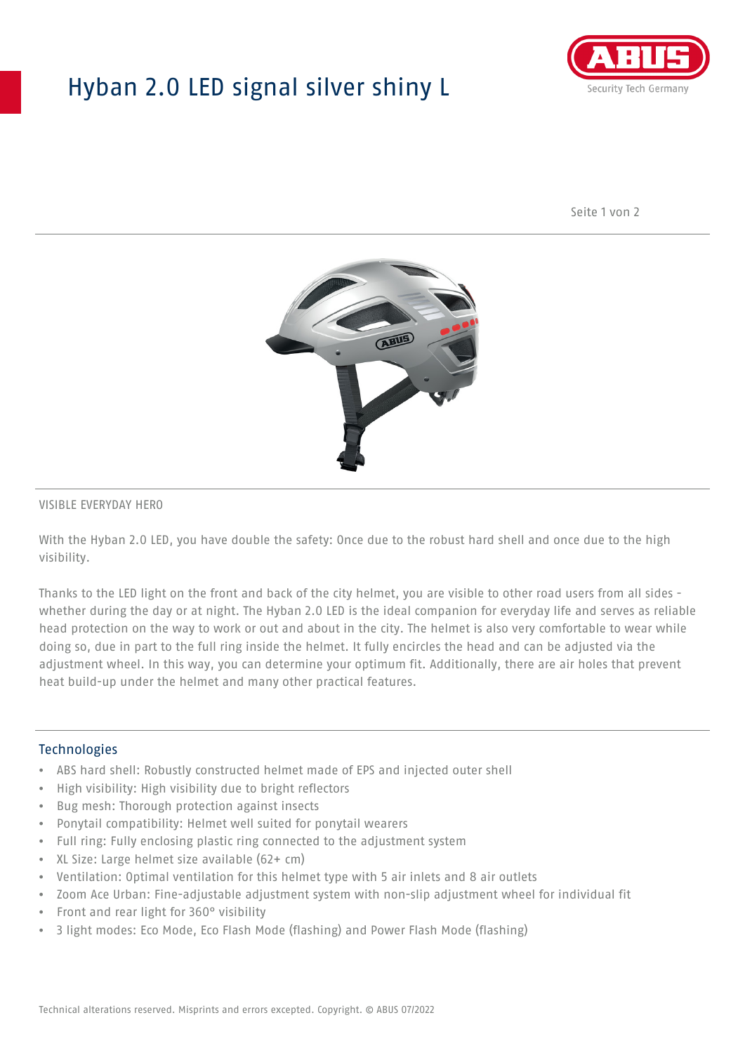# Hyban 2.0 LED signal silver shiny L

VISIBLE EVERYDAY HERO

With the Hyban 2.0 LED, you have double the safety: Once due to the robust hard shell and once due to the high visibility.

Thanks to the LED light on the front and back of the city helmet, you are visible to other road users from all sides - whether during the day or at night. The Hyban 2.0 LED is the ideal companion for everyday life and serves as reliable head protection on the way to work or out and about in the city. The helmet is also very comfortable to wear while doing so, due in part to the full ring inside the helmet. It fully encircles the head and can be adjusted via the adjustment wheel. In this way, you can determine your optimum fit. Additionally, there are air holes that prevent heat build-up under the helmet and many other practical features.

## Technologies

- ABS hard shell: Robustly constructed helmet made of EPS and injected outer shell
- High visibility: High visibility due to bright reflectors
- Bug mesh: Thorough protection against insects
- Ponytail compatibility: Helmet well suited for ponytail wearers
- Full ring: Fully enclosing plastic ring connected to the adjustment system
- XL Size: Large helmet size available (62+ cm)
- Ventilation: Optimal ventilation for this helmet type with 5 air inlets and 8 air outlets
- Zoom Ace Urban: Fine-adjustable adjustment system with non-slip adjustment wheel for individual fit
- Front and rear light for 360° visibility
- 3 light modes: Eco Mode, Eco Flash Mode (flashing) and Power Flash Mode (flashing)

Technical alterations reserved. Misprints and errors excepted. Copyright. © ABUS 07/2022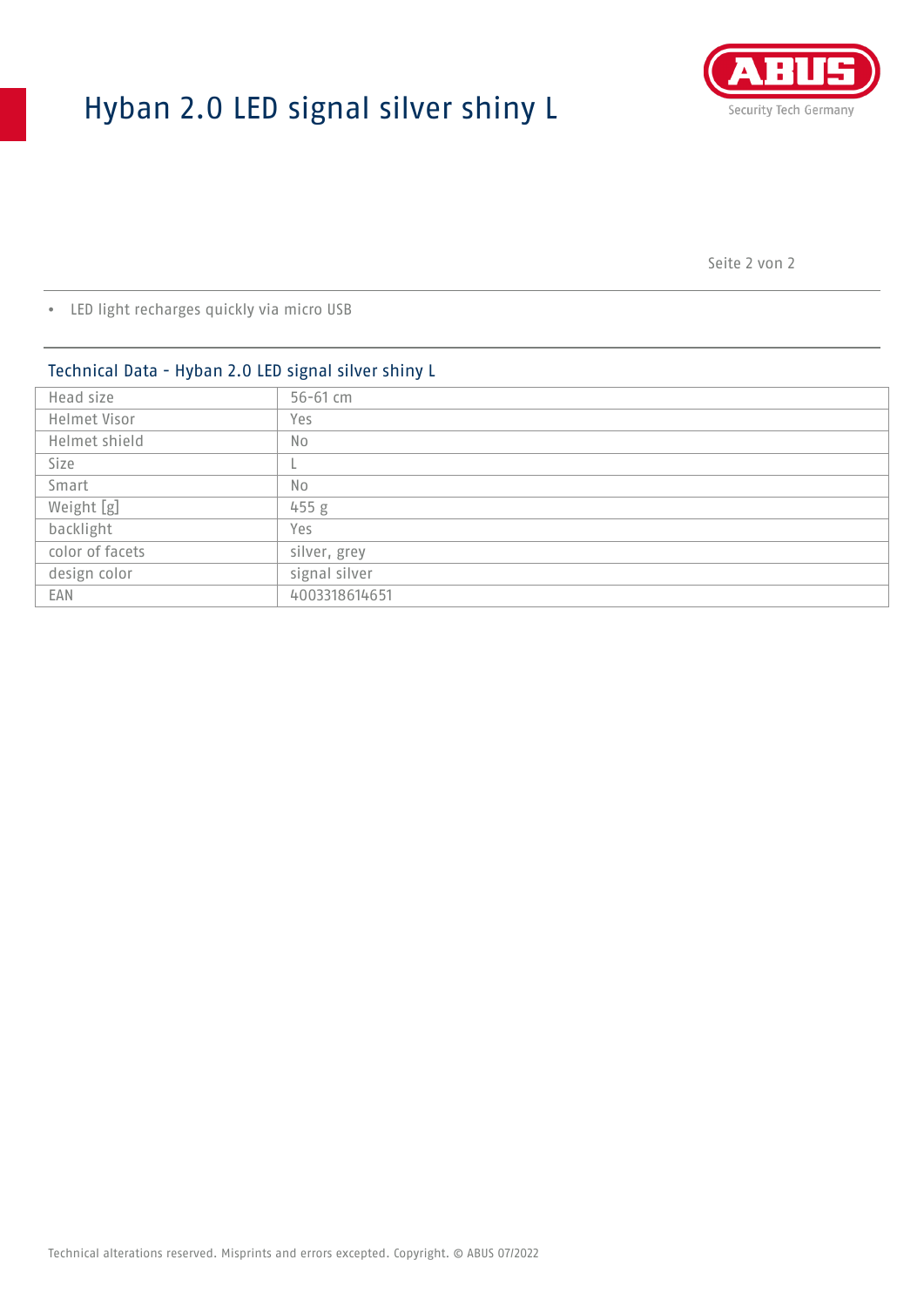# Hyban 2.0 LED signal silver shiny L

- LED light recharges quickly via micro USB

## Technical Data - Hyban 2.0 LED signal silver shiny L

| | |
|---|---|
| Head size | 56-61 cm |
| Helmet Visor | Yes |
| Helmet shield | No |
| Size | L |
| Smart | No |
| Weight [g] | 455 g |
| backlight | Yes |
| color of facets | silver, grey |
| design color | signal silver |
| EAN | 4003318614651 |

Technical alterations reserved. Misprints and errors excepted. Copyright. © ABUS 07/2022